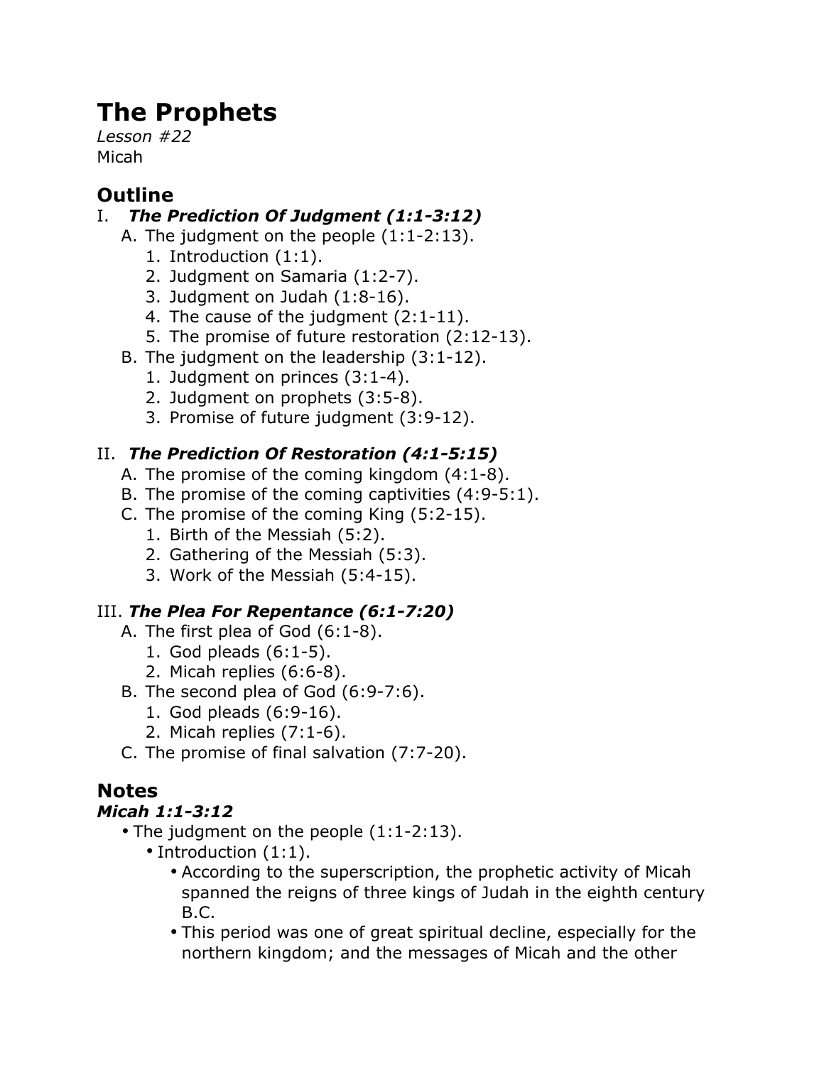# The Prophets

*Lesson #22*
Micah

## Outline

I. ***The Prediction Of Judgment (1:1-3:12)***
- A. The judgment on the people (1:1-2:13).
  1. Introduction (1:1).
  2. Judgment on Samaria (1:2-7).
  3. Judgment on Judah (1:8-16).
  4. The cause of the judgment (2:1-11).
  5. The promise of future restoration (2:12-13).
- B. The judgment on the leadership (3:1-12).
  1. Judgment on princes (3:1-4).
  2. Judgment on prophets (3:5-8).
  3. Promise of future judgment (3:9-12).

II. ***The Prediction Of Restoration (4:1-5:15)***
- A. The promise of the coming kingdom (4:1-8).
- B. The promise of the coming captivities (4:9-5:1).
- C. The promise of the coming King (5:2-15).
  1. Birth of the Messiah (5:2).
  2. Gathering of the Messiah (5:3).
  3. Work of the Messiah (5:4-15).

III. ***The Plea For Repentance (6:1-7:20)***
- A. The first plea of God (6:1-8).
  1. God pleads (6:1-5).
  2. Micah replies (6:6-8).
- B. The second plea of God (6:9-7:6).
  1. God pleads (6:9-16).
  2. Micah replies (7:1-6).
- C. The promise of final salvation (7:7-20).

## Notes

### *Micah 1:1-3:12*

- The judgment on the people (1:1-2:13).
  - Introduction (1:1).
    - According to the superscription, the prophetic activity of Micah spanned the reigns of three kings of Judah in the eighth century B.C.
    - This period was one of great spiritual decline, especially for the northern kingdom; and the messages of Micah and the other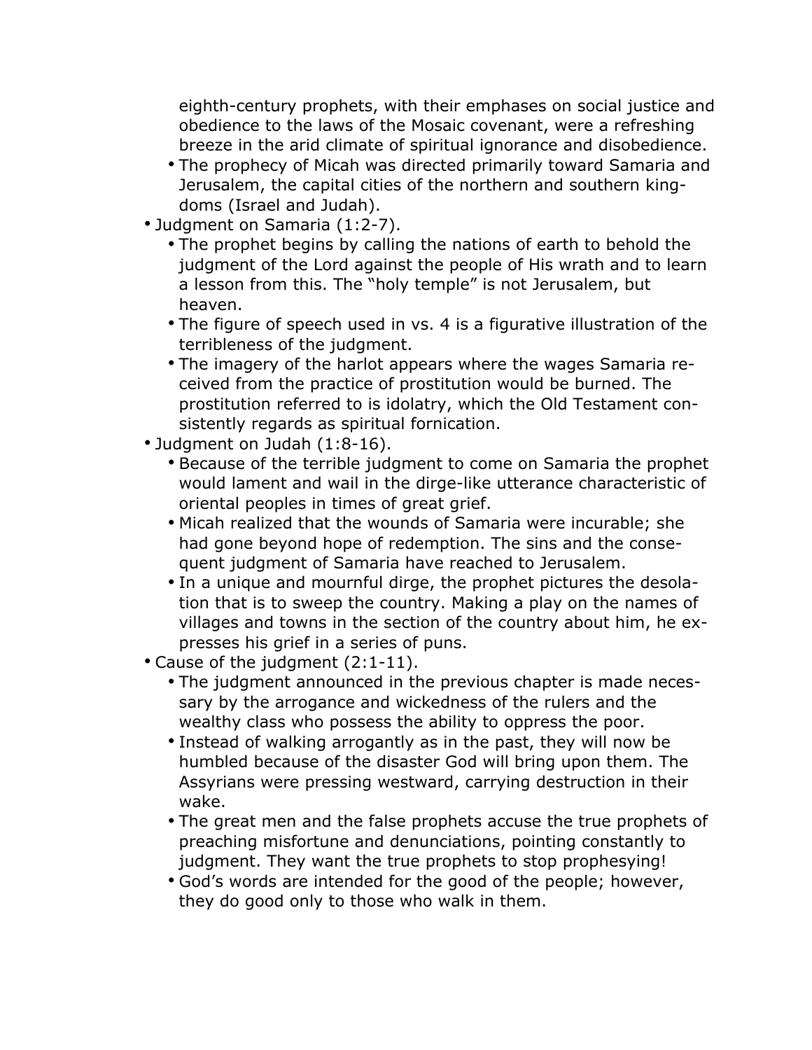eighth-century prophets, with their emphases on social justice and obedience to the laws of the Mosaic covenant, were a refreshing breeze in the arid climate of spiritual ignorance and disobedience.

  - The prophecy of Micah was directed primarily toward Samaria and Jerusalem, the capital cities of the northern and southern kingdoms (Israel and Judah).
- Judgment on Samaria (1:2-7).
  - The prophet begins by calling the nations of earth to behold the judgment of the Lord against the people of His wrath and to learn a lesson from this. The "holy temple" is not Jerusalem, but heaven.
  - The figure of speech used in vs. 4 is a figurative illustration of the terribleness of the judgment.
  - The imagery of the harlot appears where the wages Samaria received from the practice of prostitution would be burned. The prostitution referred to is idolatry, which the Old Testament consistently regards as spiritual fornication.
- Judgment on Judah (1:8-16).
  - Because of the terrible judgment to come on Samaria the prophet would lament and wail in the dirge-like utterance characteristic of oriental peoples in times of great grief.
  - Micah realized that the wounds of Samaria were incurable; she had gone beyond hope of redemption. The sins and the consequent judgment of Samaria have reached to Jerusalem.
  - In a unique and mournful dirge, the prophet pictures the desolation that is to sweep the country. Making a play on the names of villages and towns in the section of the country about him, he expresses his grief in a series of puns.
- Cause of the judgment (2:1-11).
  - The judgment announced in the previous chapter is made necessary by the arrogance and wickedness of the rulers and the wealthy class who possess the ability to oppress the poor.
  - Instead of walking arrogantly as in the past, they will now be humbled because of the disaster God will bring upon them. The Assyrians were pressing westward, carrying destruction in their wake.
  - The great men and the false prophets accuse the true prophets of preaching misfortune and denunciations, pointing constantly to judgment. They want the true prophets to stop prophesying!
  - God's words are intended for the good of the people; however, they do good only to those who walk in them.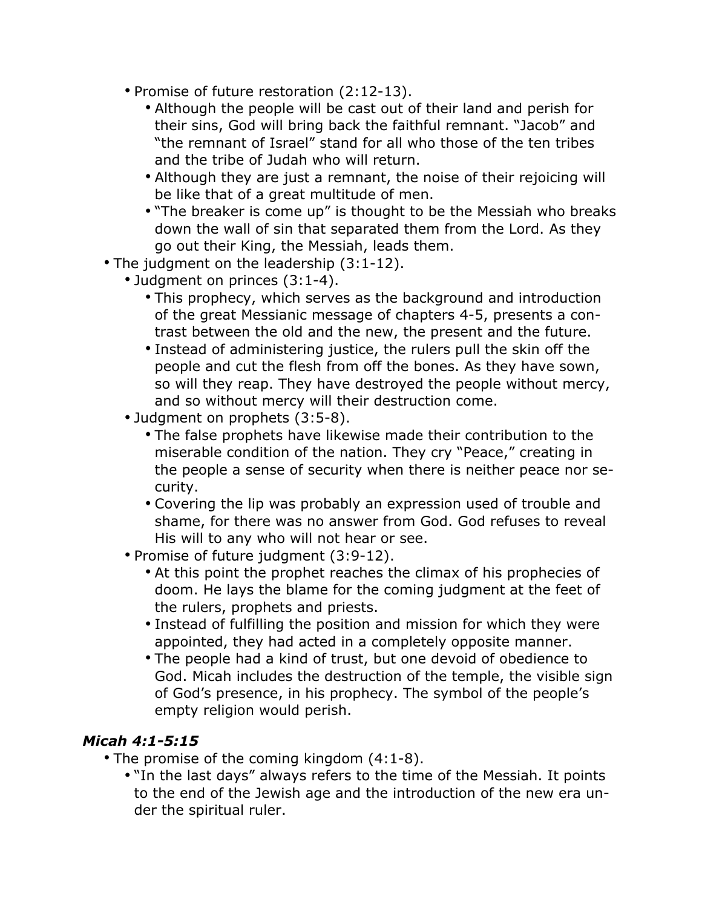- Promise of future restoration (2:12-13).
  - Although the people will be cast out of their land and perish for their sins, God will bring back the faithful remnant. "Jacob" and "the remnant of Israel" stand for all who those of the ten tribes and the tribe of Judah who will return.
  - Although they are just a remnant, the noise of their rejoicing will be like that of a great multitude of men.
  - "The breaker is come up" is thought to be the Messiah who breaks down the wall of sin that separated them from the Lord. As they go out their King, the Messiah, leads them.
- The judgment on the leadership (3:1-12).
  - Judgment on princes (3:1-4).
    - This prophecy, which serves as the background and introduction of the great Messianic message of chapters 4-5, presents a contrast between the old and the new, the present and the future.
    - Instead of administering justice, the rulers pull the skin off the people and cut the flesh from off the bones. As they have sown, so will they reap. They have destroyed the people without mercy, and so without mercy will their destruction come.
  - Judgment on prophets (3:5-8).
    - The false prophets have likewise made their contribution to the miserable condition of the nation. They cry "Peace," creating in the people a sense of security when there is neither peace nor security.
    - Covering the lip was probably an expression used of trouble and shame, for there was no answer from God. God refuses to reveal His will to any who will not hear or see.
  - Promise of future judgment (3:9-12).
    - At this point the prophet reaches the climax of his prophecies of doom. He lays the blame for the coming judgment at the feet of the rulers, prophets and priests.
    - Instead of fulfilling the position and mission for which they were appointed, they had acted in a completely opposite manner.
    - The people had a kind of trust, but one devoid of obedience to God. Micah includes the destruction of the temple, the visible sign of God's presence, in his prophecy. The symbol of the people's empty religion would perish.

### *Micah 4:1-5:15*

- The promise of the coming kingdom (4:1-8).
  - "In the last days" always refers to the time of the Messiah. It points to the end of the Jewish age and the introduction of the new era under the spiritual ruler.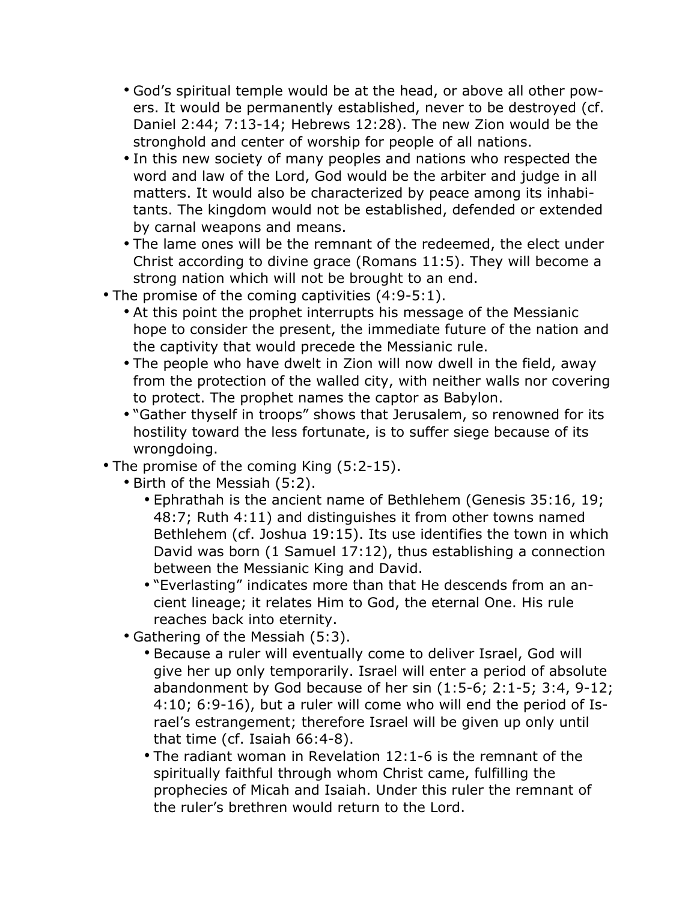- God's spiritual temple would be at the head, or above all other powers. It would be permanently established, never to be destroyed (cf. Daniel 2:44; 7:13-14; Hebrews 12:28). The new Zion would be the stronghold and center of worship for people of all nations.
    - In this new society of many peoples and nations who respected the word and law of the Lord, God would be the arbiter and judge in all matters. It would also be characterized by peace among its inhabitants. The kingdom would not be established, defended or extended by carnal weapons and means.
    - The lame ones will be the remnant of the redeemed, the elect under Christ according to divine grace (Romans 11:5). They will become a strong nation which will not be brought to an end.
- The promise of the coming captivities (4:9-5:1).
    - At this point the prophet interrupts his message of the Messianic hope to consider the present, the immediate future of the nation and the captivity that would precede the Messianic rule.
    - The people who have dwelt in Zion will now dwell in the field, away from the protection of the walled city, with neither walls nor covering to protect. The prophet names the captor as Babylon.
    - "Gather thyself in troops" shows that Jerusalem, so renowned for its hostility toward the less fortunate, is to suffer siege because of its wrongdoing.
- The promise of the coming King (5:2-15).
    - Birth of the Messiah (5:2).
        - Ephrathah is the ancient name of Bethlehem (Genesis 35:16, 19; 48:7; Ruth 4:11) and distinguishes it from other towns named Bethlehem (cf. Joshua 19:15). Its use identifies the town in which David was born (1 Samuel 17:12), thus establishing a connection between the Messianic King and David.
        - "Everlasting" indicates more than that He descends from an ancient lineage; it relates Him to God, the eternal One. His rule reaches back into eternity.
    - Gathering of the Messiah (5:3).
        - Because a ruler will eventually come to deliver Israel, God will give her up only temporarily. Israel will enter a period of absolute abandonment by God because of her sin (1:5-6; 2:1-5; 3:4, 9-12; 4:10; 6:9-16), but a ruler will come who will end the period of Israel's estrangement; therefore Israel will be given up only until that time (cf. Isaiah 66:4-8).
        - The radiant woman in Revelation 12:1-6 is the remnant of the spiritually faithful through whom Christ came, fulfilling the prophecies of Micah and Isaiah. Under this ruler the remnant of the ruler's brethren would return to the Lord.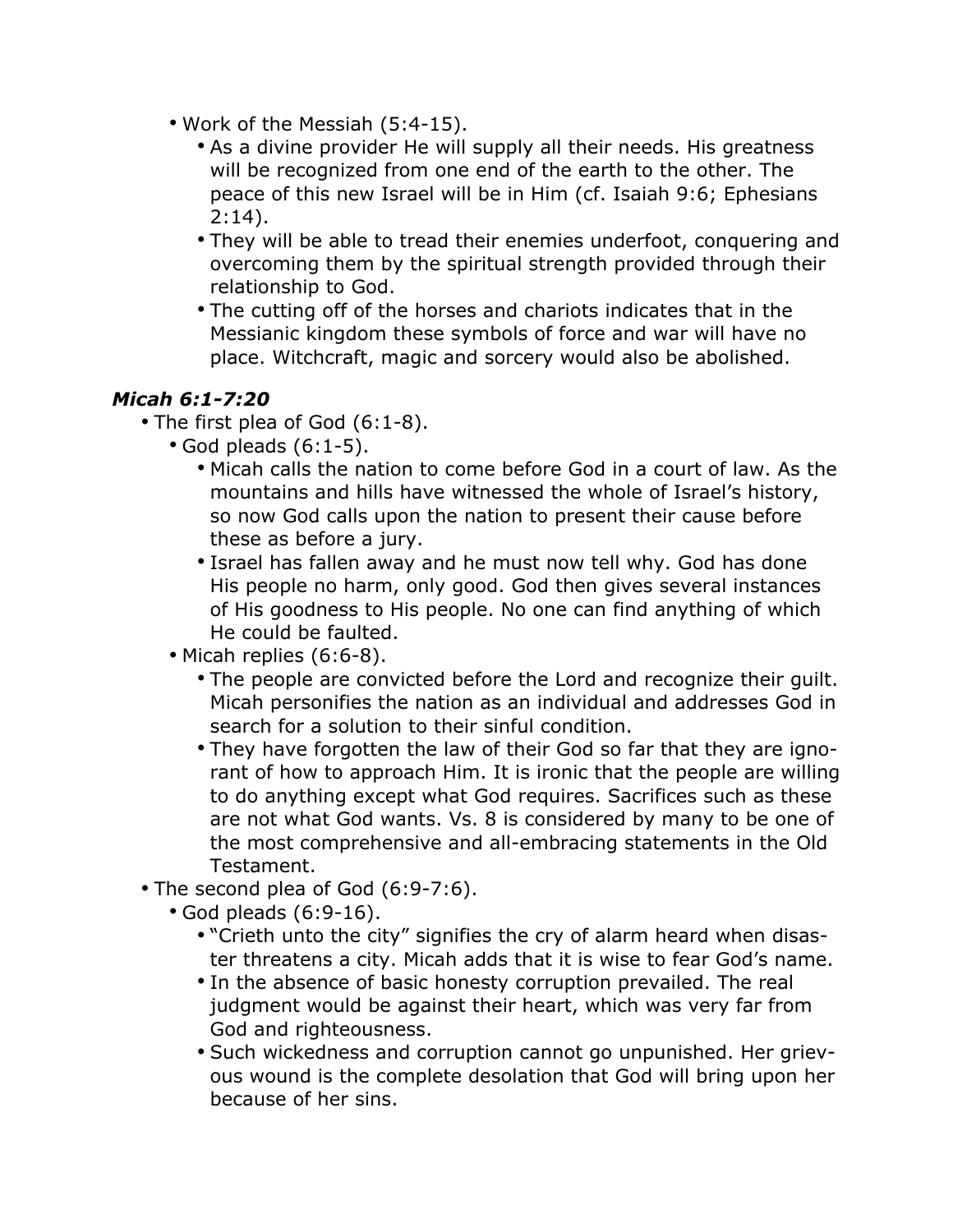- Work of the Messiah (5:4-15).
  - As a divine provider He will supply all their needs. His greatness will be recognized from one end of the earth to the other. The peace of this new Israel will be in Him (cf. Isaiah 9:6; Ephesians 2:14).
  - They will be able to tread their enemies underfoot, conquering and overcoming them by the spiritual strength provided through their relationship to God.
  - The cutting off of the horses and chariots indicates that in the Messianic kingdom these symbols of force and war will have no place. Witchcraft, magic and sorcery would also be abolished.

### *Micah 6:1-7:20*

- The first plea of God (6:1-8).
  - God pleads (6:1-5).
    - Micah calls the nation to come before God in a court of law. As the mountains and hills have witnessed the whole of Israel's history, so now God calls upon the nation to present their cause before these as before a jury.
    - Israel has fallen away and he must now tell why. God has done His people no harm, only good. God then gives several instances of His goodness to His people. No one can find anything of which He could be faulted.
  - Micah replies (6:6-8).
    - The people are convicted before the Lord and recognize their guilt. Micah personifies the nation as an individual and addresses God in search for a solution to their sinful condition.
    - They have forgotten the law of their God so far that they are ignorant of how to approach Him. It is ironic that the people are willing to do anything except what God requires. Sacrifices such as these are not what God wants. Vs. 8 is considered by many to be one of the most comprehensive and all-embracing statements in the Old Testament.
- The second plea of God (6:9-7:6).
  - God pleads (6:9-16).
    - "Crieth unto the city" signifies the cry of alarm heard when disaster threatens a city. Micah adds that it is wise to fear God's name.
    - In the absence of basic honesty corruption prevailed. The real judgment would be against their heart, which was very far from God and righteousness.
    - Such wickedness and corruption cannot go unpunished. Her grievous wound is the complete desolation that God will bring upon her because of her sins.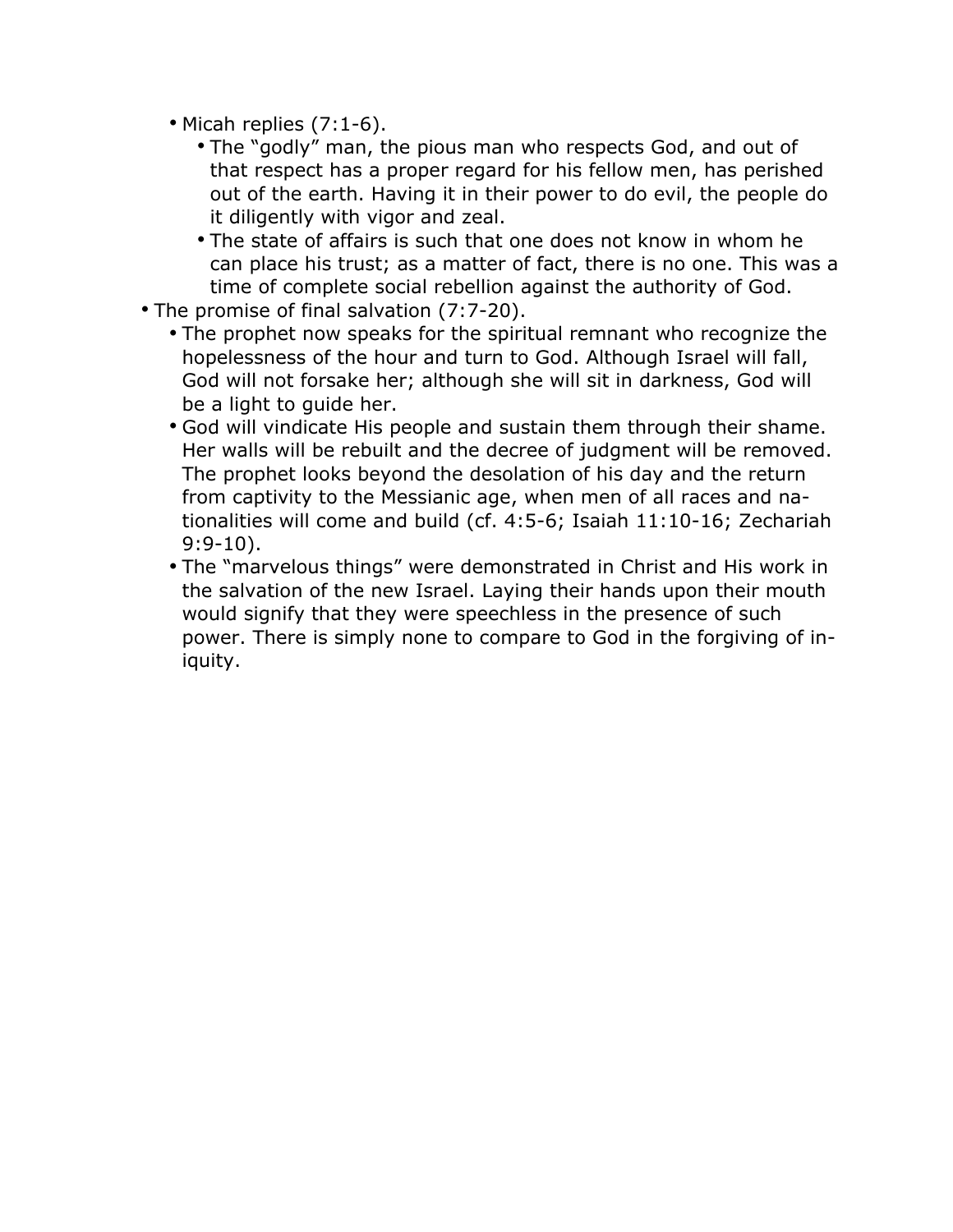- Micah replies (7:1-6).
    - The "godly" man, the pious man who respects God, and out of that respect has a proper regard for his fellow men, has perished out of the earth. Having it in their power to do evil, the people do it diligently with vigor and zeal.
    - The state of affairs is such that one does not know in whom he can place his trust; as a matter of fact, there is no one. This was a time of complete social rebellion against the authority of God.
- The promise of final salvation (7:7-20).
  - The prophet now speaks for the spiritual remnant who recognize the hopelessness of the hour and turn to God. Although Israel will fall, God will not forsake her; although she will sit in darkness, God will be a light to guide her.
  - God will vindicate His people and sustain them through their shame. Her walls will be rebuilt and the decree of judgment will be removed. The prophet looks beyond the desolation of his day and the return from captivity to the Messianic age, when men of all races and nationalities will come and build (cf. 4:5-6; Isaiah 11:10-16; Zechariah 9:9-10).
  - The "marvelous things" were demonstrated in Christ and His work in the salvation of the new Israel. Laying their hands upon their mouth would signify that they were speechless in the presence of such power. There is simply none to compare to God in the forgiving of iniquity.